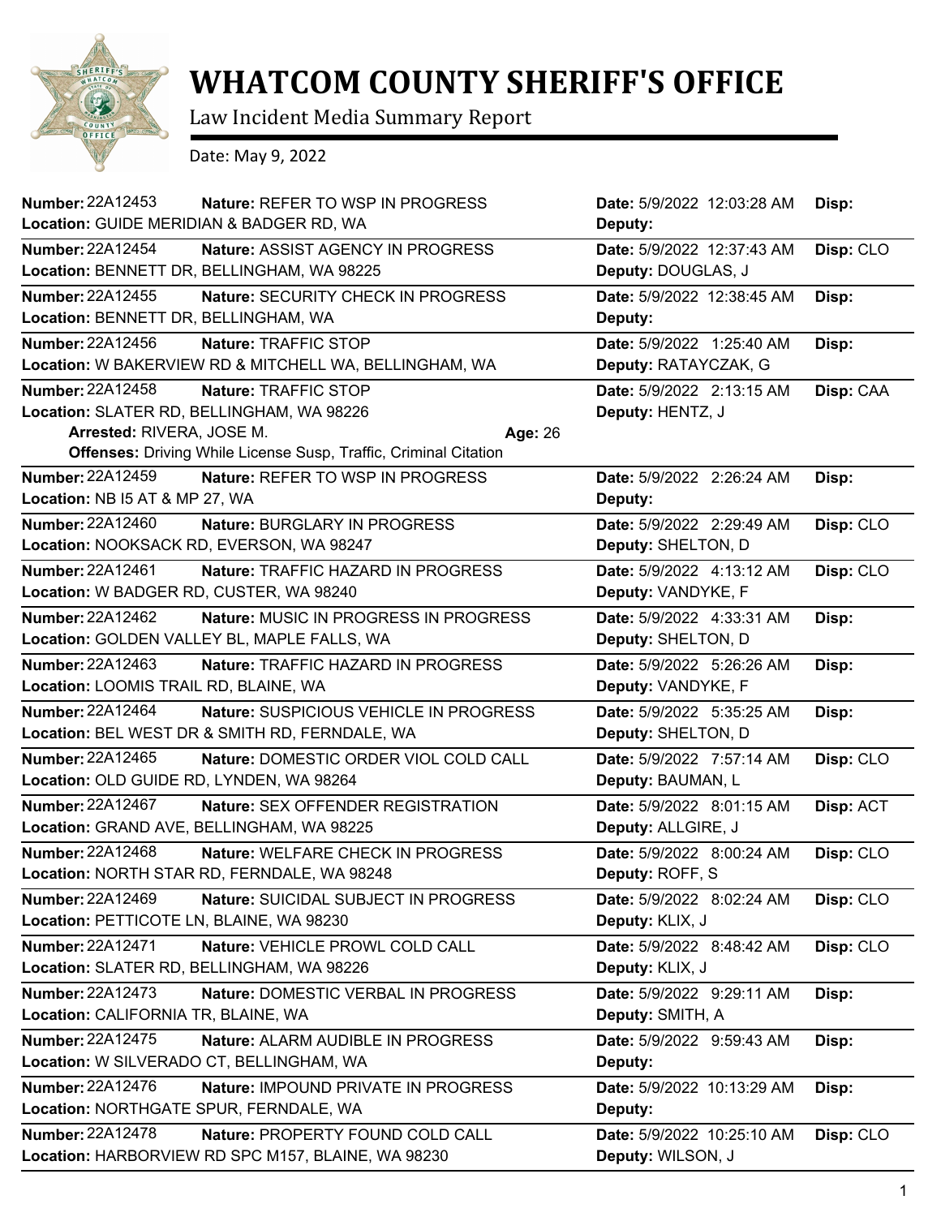# WHATCOM COUNTY SHERIFF'S OFFICE

Law Incident Media Summary Report

Date: May 9, 2022

| Number | Nature | Location | Date | Deputy | Disp |
|---|---|---|---|---|---|
| 22A12453 | REFER TO WSP IN PROGRESS | GUIDE MERIDIAN & BADGER RD, WA | 5/9/2022 12:03:28 AM | | |
| 22A12454 | ASSIST AGENCY IN PROGRESS | BENNETT DR, BELLINGHAM, WA 98225 | 5/9/2022 12:37:43 AM | DOUGLAS, J | CLO |
| 22A12455 | SECURITY CHECK IN PROGRESS | BENNETT DR, BELLINGHAM, WA | 5/9/2022 12:38:45 AM | | |
| 22A12456 | TRAFFIC STOP | W BAKERVIEW RD & MITCHELL WA, BELLINGHAM, WA | 5/9/2022 1:25:40 AM | RATAYCZAK, G | |
| 22A12458 | TRAFFIC STOP | SLATER RD, BELLINGHAM, WA 98226 | 5/9/2022 2:13:15 AM | HENTZ, J | CAA |
| | **Arrested:** RIVERA, JOSE M. **Age:** 26<br>**Offenses:** Driving While License Susp, Traffic, Criminal Citation | | | | |
| 22A12459 | REFER TO WSP IN PROGRESS | NB I5 AT & MP 27, WA | 5/9/2022 2:26:24 AM | | |
| 22A12460 | BURGLARY IN PROGRESS | NOOKSACK RD, EVERSON, WA 98247 | 5/9/2022 2:29:49 AM | SHELTON, D | CLO |
| 22A12461 | TRAFFIC HAZARD IN PROGRESS | W BADGER RD, CUSTER, WA 98240 | 5/9/2022 4:13:12 AM | VANDYKE, F | CLO |
| 22A12462 | MUSIC IN PROGRESS IN PROGRESS | GOLDEN VALLEY BL, MAPLE FALLS, WA | 5/9/2022 4:33:31 AM | SHELTON, D | |
| 22A12463 | TRAFFIC HAZARD IN PROGRESS | LOOMIS TRAIL RD, BLAINE, WA | 5/9/2022 5:26:26 AM | VANDYKE, F | |
| 22A12464 | SUSPICIOUS VEHICLE IN PROGRESS | BEL WEST DR & SMITH RD, FERNDALE, WA | 5/9/2022 5:35:25 AM | SHELTON, D | |
| 22A12465 | DOMESTIC ORDER VIOL COLD CALL | OLD GUIDE RD, LYNDEN, WA 98264 | 5/9/2022 7:57:14 AM | BAUMAN, L | CLO |
| 22A12467 | SEX OFFENDER REGISTRATION | GRAND AVE, BELLINGHAM, WA 98225 | 5/9/2022 8:01:15 AM | ALLGIRE, J | ACT |
| 22A12468 | WELFARE CHECK IN PROGRESS | NORTH STAR RD, FERNDALE, WA 98248 | 5/9/2022 8:00:24 AM | ROFF, S | CLO |
| 22A12469 | SUICIDAL SUBJECT IN PROGRESS | PETTICOTE LN, BLAINE, WA 98230 | 5/9/2022 8:02:24 AM | KLIX, J | CLO |
| 22A12471 | VEHICLE PROWL COLD CALL | SLATER RD, BELLINGHAM, WA 98226 | 5/9/2022 8:48:42 AM | KLIX, J | CLO |
| 22A12473 | DOMESTIC VERBAL IN PROGRESS | CALIFORNIA TR, BLAINE, WA | 5/9/2022 9:29:11 AM | SMITH, A | |
| 22A12475 | ALARM AUDIBLE IN PROGRESS | W SILVERADO CT, BELLINGHAM, WA | 5/9/2022 9:59:43 AM | | |
| 22A12476 | IMPOUND PRIVATE IN PROGRESS | NORTHGATE SPUR, FERNDALE, WA | 5/9/2022 10:13:29 AM | | |
| 22A12478 | PROPERTY FOUND COLD CALL | HARBORVIEW RD SPC M157, BLAINE, WA 98230 | 5/9/2022 10:25:10 AM | WILSON, J | CLO |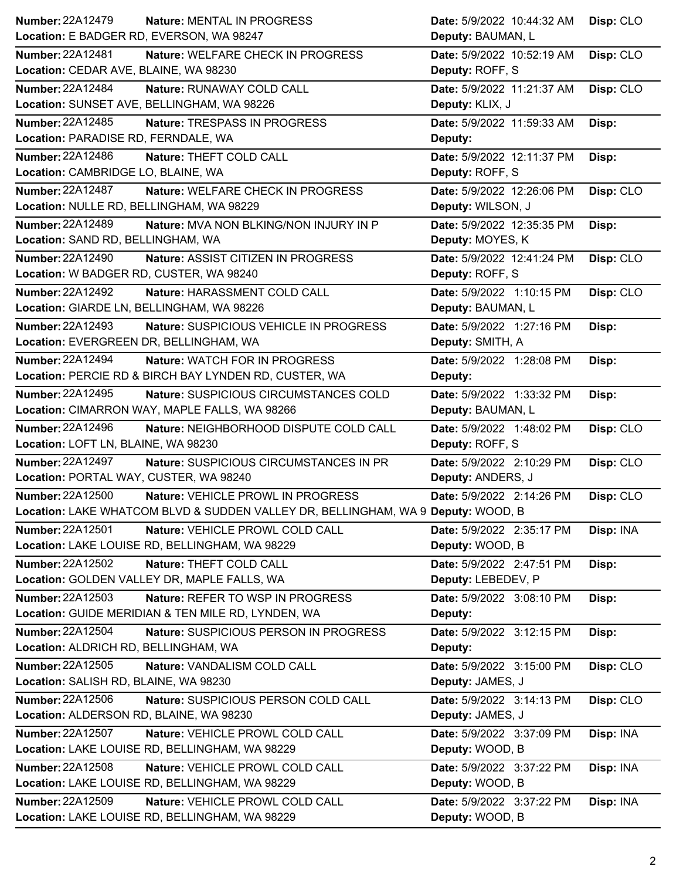| Number | Nature | Location | Date | Deputy | Disp |
|---|---|---|---|---|---|
| 22A12479 | MENTAL IN PROGRESS | E BADGER RD, EVERSON, WA 98247 | 5/9/2022 10:44:32 AM | BAUMAN, L | CLO |
| 22A12481 | WELFARE CHECK IN PROGRESS | CEDAR AVE, BLAINE, WA 98230 | 5/9/2022 10:52:19 AM | ROFF, S | CLO |
| 22A12484 | RUNAWAY COLD CALL | SUNSET AVE, BELLINGHAM, WA 98226 | 5/9/2022 11:21:37 AM | KLIX, J | CLO |
| 22A12485 | TRESPASS IN PROGRESS | PARADISE RD, FERNDALE, WA | 5/9/2022 11:59:33 AM | | |
| 22A12486 | THEFT COLD CALL | CAMBRIDGE LO, BLAINE, WA | 5/9/2022 12:11:37 PM | ROFF, S | |
| 22A12487 | WELFARE CHECK IN PROGRESS | NULLE RD, BELLINGHAM, WA 98229 | 5/9/2022 12:26:06 PM | WILSON, J | CLO |
| 22A12489 | MVA NON BLKING/NON INJURY IN P | SAND RD, BELLINGHAM, WA | 5/9/2022 12:35:35 PM | MOYES, K | |
| 22A12490 | ASSIST CITIZEN IN PROGRESS | W BADGER RD, CUSTER, WA 98240 | 5/9/2022 12:41:24 PM | ROFF, S | CLO |
| 22A12492 | HARASSMENT COLD CALL | GIARDE LN, BELLINGHAM, WA 98226 | 5/9/2022 1:10:15 PM | BAUMAN, L | CLO |
| 22A12493 | SUSPICIOUS VEHICLE IN PROGRESS | EVERGREEN DR, BELLINGHAM, WA | 5/9/2022 1:27:16 PM | SMITH, A | |
| 22A12494 | WATCH FOR IN PROGRESS | PERCIE RD & BIRCH BAY LYNDEN RD, CUSTER, WA | 5/9/2022 1:28:08 PM | | |
| 22A12495 | SUSPICIOUS CIRCUMSTANCES COLD | CIMARRON WAY, MAPLE FALLS, WA 98266 | 5/9/2022 1:33:32 PM | BAUMAN, L | |
| 22A12496 | NEIGHBORHOOD DISPUTE COLD CALL | LOFT LN, BLAINE, WA 98230 | 5/9/2022 1:48:02 PM | ROFF, S | CLO |
| 22A12497 | SUSPICIOUS CIRCUMSTANCES IN PR | PORTAL WAY, CUSTER, WA 98240 | 5/9/2022 2:10:29 PM | ANDERS, J | CLO |
| 22A12500 | VEHICLE PROWL IN PROGRESS | LAKE WHATCOM BLVD & SUDDEN VALLEY DR, BELLINGHAM, WA 9 | 5/9/2022 2:14:26 PM | WOOD, B | CLO |
| 22A12501 | VEHICLE PROWL COLD CALL | LAKE LOUISE RD, BELLINGHAM, WA 98229 | 5/9/2022 2:35:17 PM | WOOD, B | INA |
| 22A12502 | THEFT COLD CALL | GOLDEN VALLEY DR, MAPLE FALLS, WA | 5/9/2022 2:47:51 PM | LEBEDEV, P | |
| 22A12503 | REFER TO WSP IN PROGRESS | GUIDE MERIDIAN & TEN MILE RD, LYNDEN, WA | 5/9/2022 3:08:10 PM | | |
| 22A12504 | SUSPICIOUS PERSON IN PROGRESS | ALDRICH RD, BELLINGHAM, WA | 5/9/2022 3:12:15 PM | | |
| 22A12505 | VANDALISM COLD CALL | SALISH RD, BLAINE, WA 98230 | 5/9/2022 3:15:00 PM | JAMES, J | CLO |
| 22A12506 | SUSPICIOUS PERSON COLD CALL | ALDERSON RD, BLAINE, WA 98230 | 5/9/2022 3:14:13 PM | JAMES, J | CLO |
| 22A12507 | VEHICLE PROWL COLD CALL | LAKE LOUISE RD, BELLINGHAM, WA 98229 | 5/9/2022 3:37:09 PM | WOOD, B | INA |
| 22A12508 | VEHICLE PROWL COLD CALL | LAKE LOUISE RD, BELLINGHAM, WA 98229 | 5/9/2022 3:37:22 PM | WOOD, B | INA |
| 22A12509 | VEHICLE PROWL COLD CALL | LAKE LOUISE RD, BELLINGHAM, WA 98229 | 5/9/2022 3:37:22 PM | WOOD, B | INA |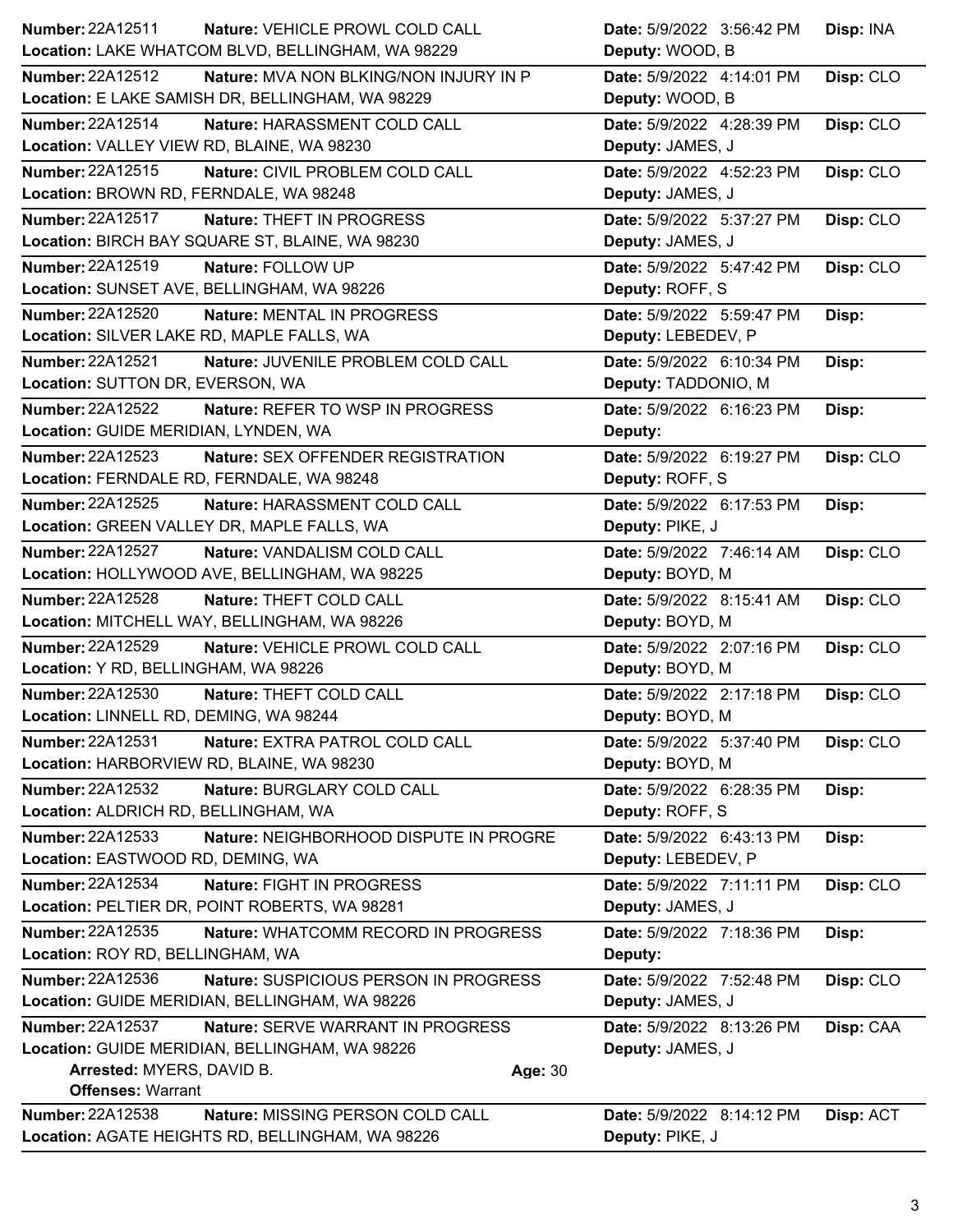**Number:** 22A12511 **Nature:** VEHICLE PROWL COLD CALL **Date:** 5/9/2022 3:56:42 PM **Disp:** INA
**Location:** LAKE WHATCOM BLVD, BELLINGHAM, WA 98229 **Deputy:** WOOD, B

---

**Number:** 22A12512 **Nature:** MVA NON BLKING/NON INJURY IN P **Date:** 5/9/2022 4:14:01 PM **Disp:** CLO
**Location:** E LAKE SAMISH DR, BELLINGHAM, WA 98229 **Deputy:** WOOD, B

---

**Number:** 22A12514 **Nature:** HARASSMENT COLD CALL **Date:** 5/9/2022 4:28:39 PM **Disp:** CLO
**Location:** VALLEY VIEW RD, BLAINE, WA 98230 **Deputy:** JAMES, J

---

**Number:** 22A12515 **Nature:** CIVIL PROBLEM COLD CALL **Date:** 5/9/2022 4:52:23 PM **Disp:** CLO
**Location:** BROWN RD, FERNDALE, WA 98248 **Deputy:** JAMES, J

---

**Number:** 22A12517 **Nature:** THEFT IN PROGRESS **Date:** 5/9/2022 5:37:27 PM **Disp:** CLO
**Location:** BIRCH BAY SQUARE ST, BLAINE, WA 98230 **Deputy:** JAMES, J

---

**Number:** 22A12519 **Nature:** FOLLOW UP **Date:** 5/9/2022 5:47:42 PM **Disp:** CLO
**Location:** SUNSET AVE, BELLINGHAM, WA 98226 **Deputy:** ROFF, S

---

**Number:** 22A12520 **Nature:** MENTAL IN PROGRESS **Date:** 5/9/2022 5:59:47 PM **Disp:**
**Location:** SILVER LAKE RD, MAPLE FALLS, WA **Deputy:** LEBEDEV, P

---

**Number:** 22A12521 **Nature:** JUVENILE PROBLEM COLD CALL **Date:** 5/9/2022 6:10:34 PM **Disp:**
**Location:** SUTTON DR, EVERSON, WA **Deputy:** TADDONIO, M

---

**Number:** 22A12522 **Nature:** REFER TO WSP IN PROGRESS **Date:** 5/9/2022 6:16:23 PM **Disp:**
**Location:** GUIDE MERIDIAN, LYNDEN, WA **Deputy:**

---

**Number:** 22A12523 **Nature:** SEX OFFENDER REGISTRATION **Date:** 5/9/2022 6:19:27 PM **Disp:** CLO
**Location:** FERNDALE RD, FERNDALE, WA 98248 **Deputy:** ROFF, S

---

**Number:** 22A12525 **Nature:** HARASSMENT COLD CALL **Date:** 5/9/2022 6:17:53 PM **Disp:**
**Location:** GREEN VALLEY DR, MAPLE FALLS, WA **Deputy:** PIKE, J

---

**Number:** 22A12527 **Nature:** VANDALISM COLD CALL **Date:** 5/9/2022 7:46:14 AM **Disp:** CLO
**Location:** HOLLYWOOD AVE, BELLINGHAM, WA 98225 **Deputy:** BOYD, M

---

**Number:** 22A12528 **Nature:** THEFT COLD CALL **Date:** 5/9/2022 8:15:41 AM **Disp:** CLO
**Location:** MITCHELL WAY, BELLINGHAM, WA 98226 **Deputy:** BOYD, M

---

**Number:** 22A12529 **Nature:** VEHICLE PROWL COLD CALL **Date:** 5/9/2022 2:07:16 PM **Disp:** CLO
**Location:** Y RD, BELLINGHAM, WA 98226 **Deputy:** BOYD, M

---

**Number:** 22A12530 **Nature:** THEFT COLD CALL **Date:** 5/9/2022 2:17:18 PM **Disp:** CLO
**Location:** LINNELL RD, DEMING, WA 98244 **Deputy:** BOYD, M

---

**Number:** 22A12531 **Nature:** EXTRA PATROL COLD CALL **Date:** 5/9/2022 5:37:40 PM **Disp:** CLO
**Location:** HARBORVIEW RD, BLAINE, WA 98230 **Deputy:** BOYD, M

---

**Number:** 22A12532 **Nature:** BURGLARY COLD CALL **Date:** 5/9/2022 6:28:35 PM **Disp:**
**Location:** ALDRICH RD, BELLINGHAM, WA **Deputy:** ROFF, S

---

**Number:** 22A12533 **Nature:** NEIGHBORHOOD DISPUTE IN PROGRE **Date:** 5/9/2022 6:43:13 PM **Disp:**
**Location:** EASTWOOD RD, DEMING, WA **Deputy:** LEBEDEV, P

---

**Number:** 22A12534 **Nature:** FIGHT IN PROGRESS **Date:** 5/9/2022 7:11:11 PM **Disp:** CLO
**Location:** PELTIER DR, POINT ROBERTS, WA 98281 **Deputy:** JAMES, J

---

**Number:** 22A12535 **Nature:** WHATCOMM RECORD IN PROGRESS **Date:** 5/9/2022 7:18:36 PM **Disp:**
**Location:** ROY RD, BELLINGHAM, WA **Deputy:**

---

**Number:** 22A12536 **Nature:** SUSPICIOUS PERSON IN PROGRESS **Date:** 5/9/2022 7:52:48 PM **Disp:** CLO
**Location:** GUIDE MERIDIAN, BELLINGHAM, WA 98226 **Deputy:** JAMES, J

---

**Number:** 22A12537 **Nature:** SERVE WARRANT IN PROGRESS **Date:** 5/9/2022 8:13:26 PM **Disp:** CAA
**Location:** GUIDE MERIDIAN, BELLINGHAM, WA 98226 **Deputy:** JAMES, J
**Arrested:** MYERS, DAVID B. **Age:** 30
**Offenses:** Warrant

---

**Number:** 22A12538 **Nature:** MISSING PERSON COLD CALL **Date:** 5/9/2022 8:14:12 PM **Disp:** ACT
**Location:** AGATE HEIGHTS RD, BELLINGHAM, WA 98226 **Deputy:** PIKE, J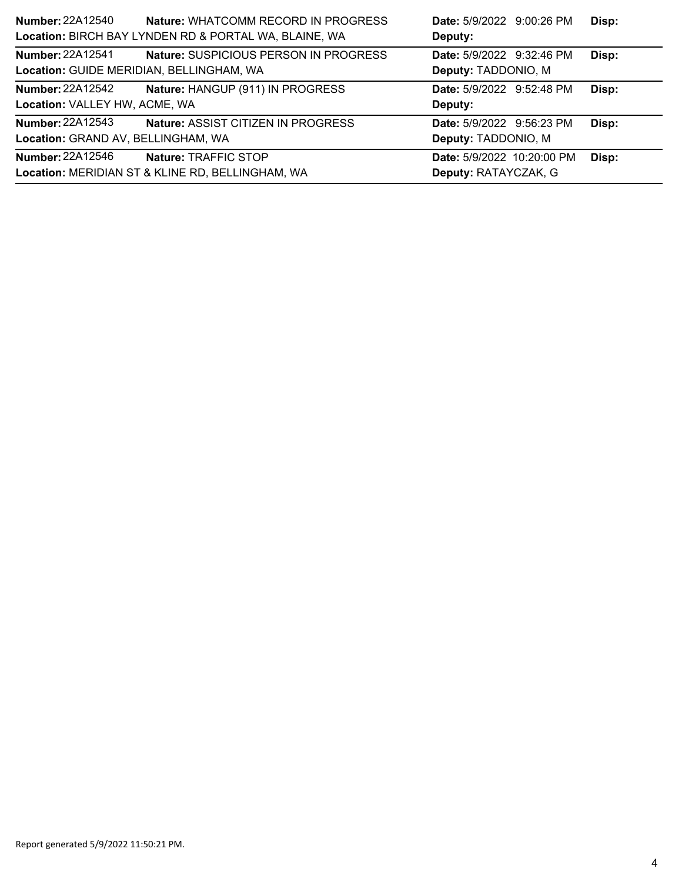**Number:** 22A12540 **Nature:** WHATCOMM RECORD IN PROGRESS **Date:** 5/9/2022 9:00:26 PM **Disp:**
**Location:** BIRCH BAY LYNDEN RD & PORTAL WA, BLAINE, WA **Deputy:**

---

**Number:** 22A12541 **Nature:** SUSPICIOUS PERSON IN PROGRESS **Date:** 5/9/2022 9:32:46 PM **Disp:**
**Location:** GUIDE MERIDIAN, BELLINGHAM, WA **Deputy:** TADDONIO, M

---

**Number:** 22A12542 **Nature:** HANGUP (911) IN PROGRESS **Date:** 5/9/2022 9:52:48 PM **Disp:**
**Location:** VALLEY HW, ACME, WA **Deputy:**

---

**Number:** 22A12543 **Nature:** ASSIST CITIZEN IN PROGRESS **Date:** 5/9/2022 9:56:23 PM **Disp:**
**Location:** GRAND AV, BELLINGHAM, WA **Deputy:** TADDONIO, M

---

**Number:** 22A12546 **Nature:** TRAFFIC STOP **Date:** 5/9/2022 10:20:00 PM **Disp:**
**Location:** MERIDIAN ST & KLINE RD, BELLINGHAM, WA **Deputy:** RATAYCZAK, G

---

Report generated 5/9/2022 11:50:21 PM.